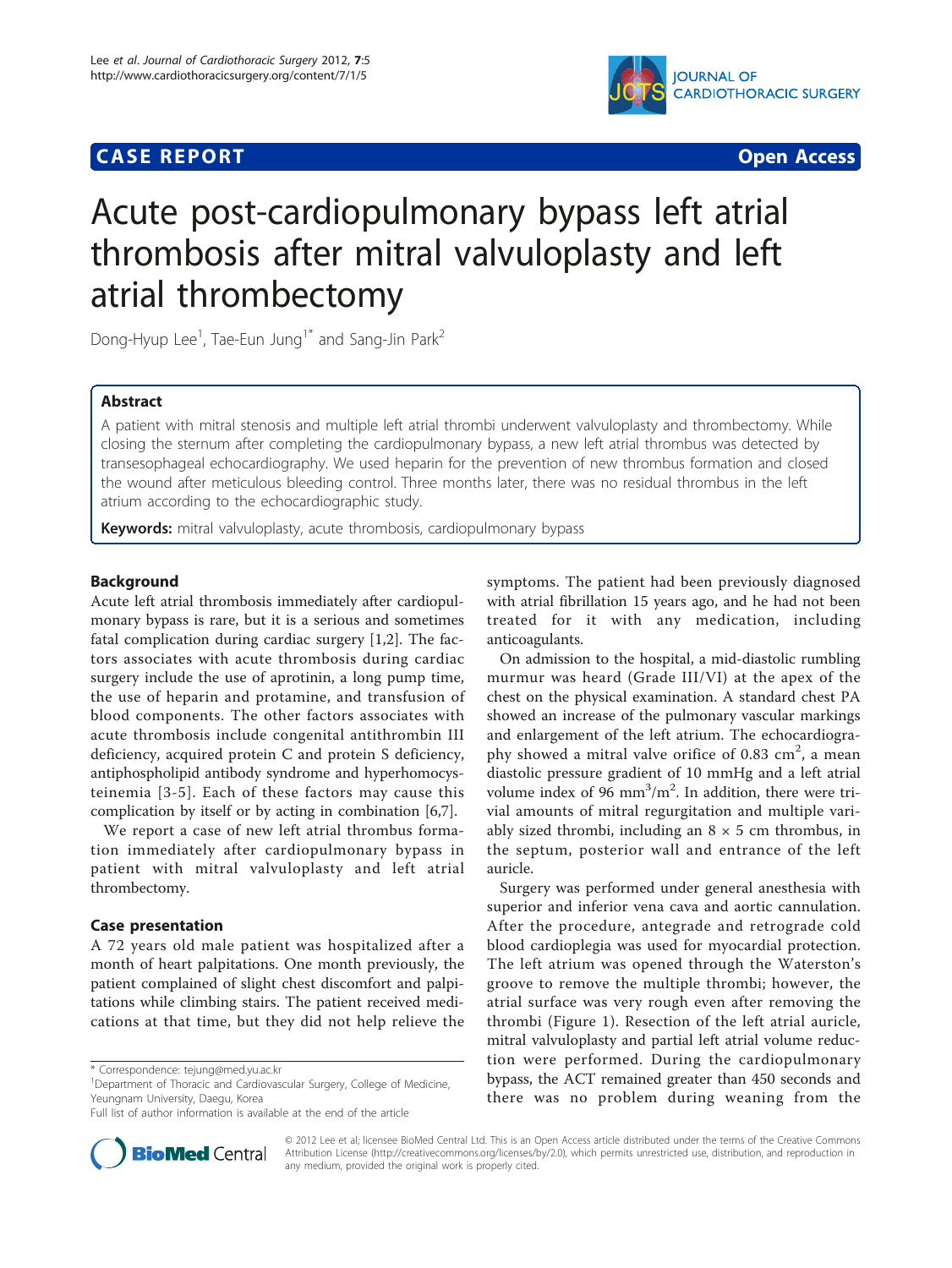CASE REPORT

Open Access

# Acute post-cardiopulmonary bypass left atrial thrombosis after mitral valvuloplasty and left atrial thrombectomy

Dong-Hyup Lee[1], Tae-Eun Jung[1*] and Sang-Jin Park[2]

## Abstract

A patient with mitral stenosis and multiple left atrial thrombi underwent valvuloplasty and thrombectomy. While closing the sternum after completing the cardiopulmonary bypass, a new left atrial thrombus was detected by transesophageal echocardiography. We used heparin for the prevention of new thrombus formation and closed the wound after meticulous bleeding control. Three months later, there was no residual thrombus in the left atrium according to the echocardiographic study.

**Keywords:** mitral valvuloplasty, acute thrombosis, cardiopulmonary bypass

## Background

Acute left atrial thrombosis immediately after cardiopulmonary bypass is rare, but it is a serious and sometimes fatal complication during cardiac surgery [1,2]. The factors associates with acute thrombosis during cardiac surgery include the use of aprotinin, a long pump time, the use of heparin and protamine, and transfusion of blood components. The other factors associates with acute thrombosis include congenital antithrombin III deficiency, acquired protein C and protein S deficiency, antiphospholipid antibody syndrome and hyperhomocysteinemia [3-5]. Each of these factors may cause this complication by itself or by acting in combination [6,7].

We report a case of new left atrial thrombus formation immediately after cardiopulmonary bypass in patient with mitral valvuloplasty and left atrial thrombectomy.

## Case presentation

A 72 years old male patient was hospitalized after a month of heart palpitations. One month previously, the patient complained of slight chest discomfort and palpitations while climbing stairs. The patient received medications at that time, but they did not help relieve the symptoms. The patient had been previously diagnosed with atrial fibrillation 15 years ago, and he had not been treated for it with any medication, including anticoagulants.

On admission to the hospital, a mid-diastolic rumbling murmur was heard (Grade III/VI) at the apex of the chest on the physical examination. A standard chest PA showed an increase of the pulmonary vascular markings and enlargement of the left atrium. The echocardiography showed a mitral valve orifice of 0.83 $cm^2$, a mean diastolic pressure gradient of 10 mmHg and a left atrial volume index of 96 $mm^3/m^2$. In addition, there were trivial amounts of mitral regurgitation and multiple variably sized thrombi, including an 8 × 5 cm thrombus, in the septum, posterior wall and entrance of the left auricle.

Surgery was performed under general anesthesia with superior and inferior vena cava and aortic cannulation. After the procedure, antegrade and retrograde cold blood cardioplegia was used for myocardial protection. The left atrium was opened through the Waterston's groove to remove the multiple thrombi; however, the atrial surface was very rough even after removing the thrombi (Figure 1). Resection of the left atrial auricle, mitral valvuloplasty and partial left atrial volume reduction were performed. During the cardiopulmonary bypass, the ACT remained greater than 450 seconds and there was no problem during weaning from the

\* Correspondence: tejung@med.yu.ac.kr
[1]Department of Thoracic and Cardiovascular Surgery, College of Medicine, Yeungnam University, Daegu, Korea
Full list of author information is available at the end of the article

© 2012 Lee et al; licensee BioMed Central Ltd. This is an Open Access article distributed under the terms of the Creative Commons Attribution License (http://creativecommons.org/licenses/by/2.0), which permits unrestricted use, distribution, and reproduction in any medium, provided the original work is properly cited.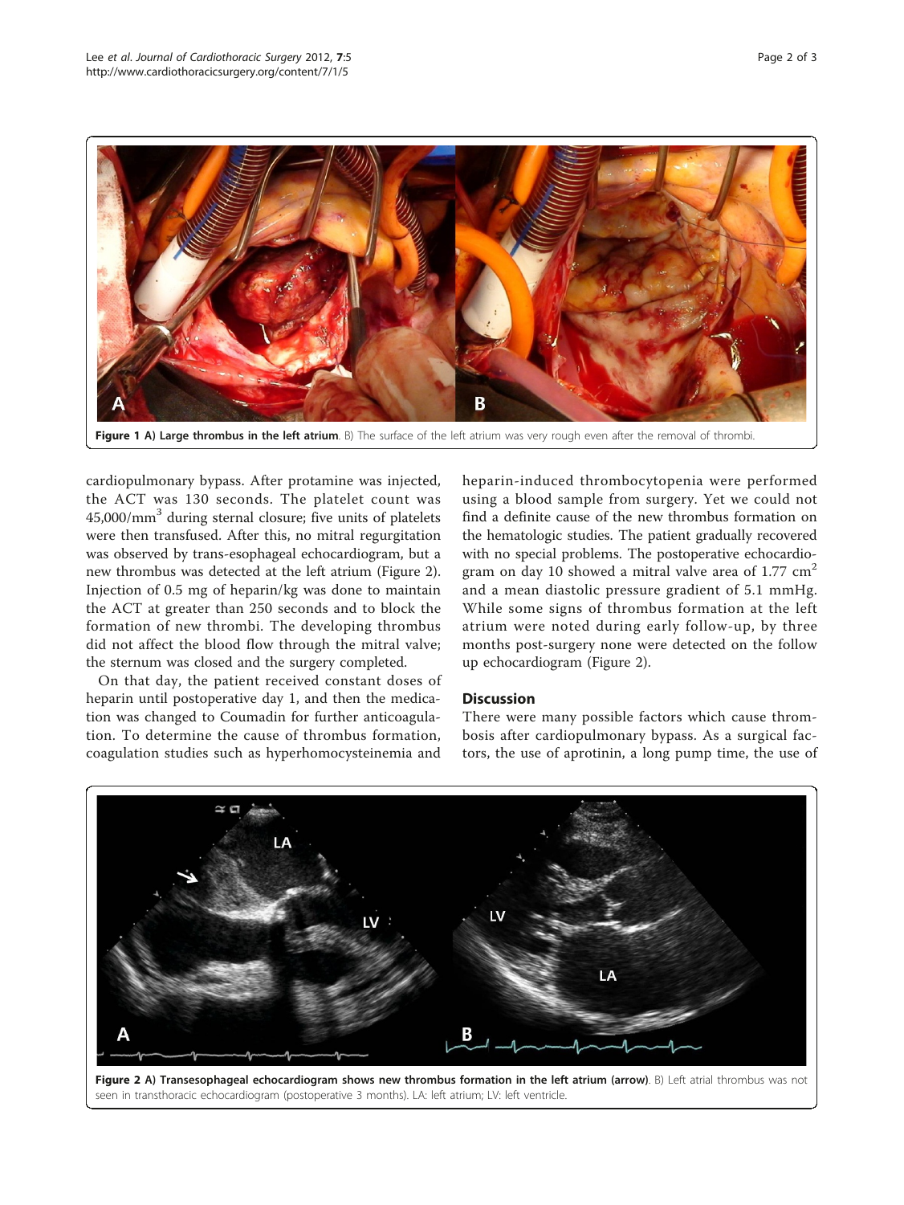**Figure 1 A) Large thrombus in the left atrium**. B) The surface of the left atrium was very rough even after the removal of thrombi.

cardiopulmonary bypass. After protamine was injected, the ACT was 130 seconds. The platelet count was $45,000/mm^3$ during sternal closure; five units of platelets were then transfused. After this, no mitral regurgitation was observed by trans-esophageal echocardiogram, but a new thrombus was detected at the left atrium (Figure 2). Injection of 0.5 mg of heparin/kg was done to maintain the ACT at greater than 250 seconds and to block the formation of new thrombi. The developing thrombus did not affect the blood flow through the mitral valve; the sternum was closed and the surgery completed.

On that day, the patient received constant doses of heparin until postoperative day 1, and then the medication was changed to Coumadin for further anticoagulation. To determine the cause of thrombus formation, coagulation studies such as hyperhomocysteinemia and heparin-induced thrombocytopenia were performed using a blood sample from surgery. Yet we could not find a definite cause of the new thrombus formation on the hematologic studies. The patient gradually recovered with no special problems. The postoperative echocardiogram on day 10 showed a mitral valve area of $1.77 cm^2$ and a mean diastolic pressure gradient of 5.1 mmHg. While some signs of thrombus formation at the left atrium were noted during early follow-up, by three months post-surgery none were detected on the follow up echocardiogram (Figure 2).

## Discussion

There were many possible factors which cause thrombosis after cardiopulmonary bypass. As a surgical factors, the use of aprotinin, a long pump time, the use of

**Figure 2 A) Transesophageal echocardiogram shows new thrombus formation in the left atrium (arrow)**. B) Left atrial thrombus was not seen in transthoracic echocardiogram (postoperative 3 months). LA: left atrium; LV: left ventricle.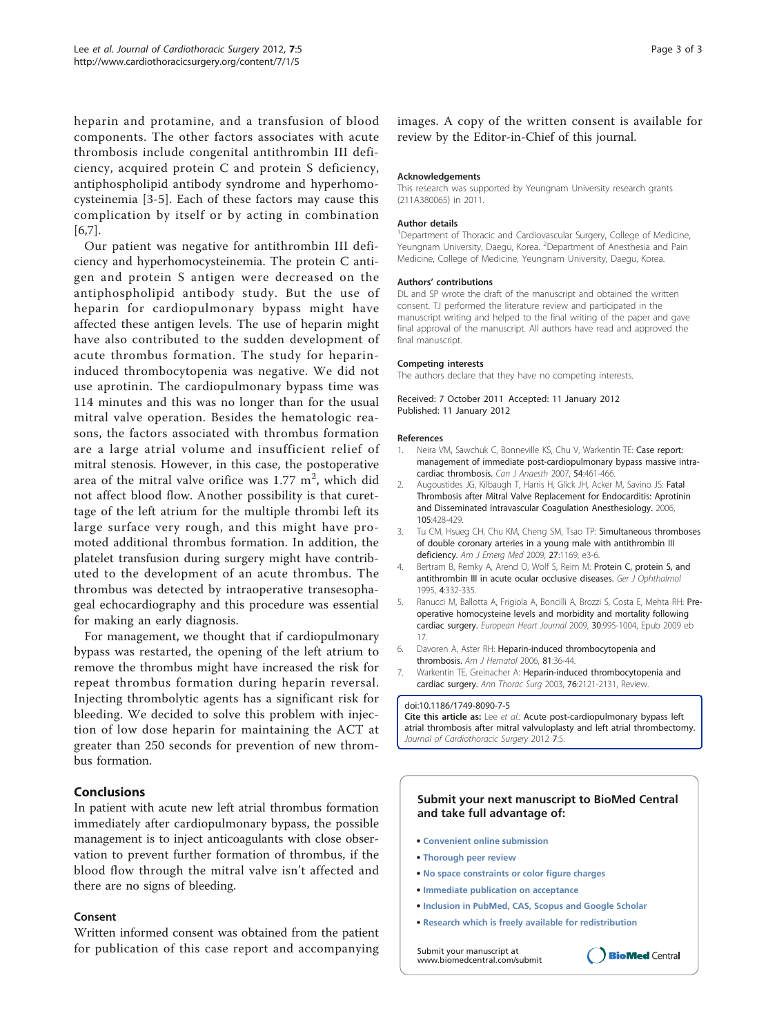heparin and protamine, and a transfusion of blood components. The other factors associates with acute thrombosis include congenital antithrombin III deficiency, acquired protein C and protein S deficiency, antiphospholipid antibody syndrome and hyperhomocysteinemia [3-5]. Each of these factors may cause this complication by itself or by acting in combination [6,7].

Our patient was negative for antithrombin III deficiency and hyperhomocysteinemia. The protein C antigen and protein S antigen were decreased on the antiphospholipid antibody study. But the use of heparin for cardiopulmonary bypass might have affected these antigen levels. The use of heparin might have also contributed to the sudden development of acute thrombus formation. The study for heparin-induced thrombocytopenia was negative. We did not use aprotinin. The cardiopulmonary bypass time was 114 minutes and this was no longer than for the usual mitral valve operation. Besides the hematologic reasons, the factors associated with thrombus formation are a large atrial volume and insufficient relief of mitral stenosis. However, in this case, the postoperative area of the mitral valve orifice was 1.77 $m^2$, which did not affect blood flow. Another possibility is that curettage of the left atrium for the multiple thrombi left its large surface very rough, and this might have promoted additional thrombus formation. In addition, the platelet transfusion during surgery might have contributed to the development of an acute thrombus. The thrombus was detected by intraoperative transesophageal echocardiography and this procedure was essential for making an early diagnosis.

For management, we thought that if cardiopulmonary bypass was restarted, the opening of the left atrium to remove the thrombus might have increased the risk for repeat thrombus formation during heparin reversal. Injecting thrombolytic agents has a significant risk for bleeding. We decided to solve this problem with injection of low dose heparin for maintaining the ACT at greater than 250 seconds for prevention of new thrombus formation.

## Conclusions

In patient with acute new left atrial thrombus formation immediately after cardiopulmonary bypass, the possible management is to inject anticoagulants with close observation to prevent further formation of thrombus, if the blood flow through the mitral valve isn't affected and there are no signs of bleeding.

## Consent

Written informed consent was obtained from the patient for publication of this case report and accompanying images. A copy of the written consent is available for review by the Editor-in-Chief of this journal.

#### Acknowledgements

This research was supported by Yeungnam University research grants (211A380065) in 2011.

#### Author details

[1]Department of Thoracic and Cardiovascular Surgery, College of Medicine, Yeungnam University, Daegu, Korea. [2]Department of Anesthesia and Pain Medicine, College of Medicine, Yeungnam University, Daegu, Korea.

#### Authors' contributions

DL and SP wrote the draft of the manuscript and obtained the written consent. TJ performed the literature review and participated in the manuscript writing and helped to the final writing of the paper and gave final approval of the manuscript. All authors have read and approved the final manuscript.

#### Competing interests

The authors declare that they have no competing interests.

Received: 7 October 2011 Accepted: 11 January 2012
Published: 11 January 2012

#### References

1. Neira VM, Sawchuk C, Bonneville KS, Chu V, Warkentin TE: **Case report: management of immediate post-cardiopulmonary bypass massive intracardiac thrombosis.** *Can J Anaesth* 2007, **54**:461-466.
2. Augoustides JG, Kilbaugh T, Harris H, Glick JH, Acker M, Savino JS: **Fatal Thrombosis after Mitral Valve Replacement for Endocarditis: Aprotinin and Disseminated Intravascular Coagulation Anesthesiology.** 2006, **105**:428-429.
3. Tu CM, Hsueg CH, Chu KM, Cheng SM, Tsao TP: **Simultaneous thromboses of double coronary arteries in a young male with antithrombin III deficiency.** *Am J Emerg Med* 2009, **27**:1169, e3-6.
4. Bertram B, Remky A, Arend O, Wolf S, Reim M: **Protein C, protein S, and antithrombin III in acute ocular occlusive diseases.** *Ger J Ophthalmol* 1995, **4**:332-335.
5. Ranucci M, Ballotta A, Frigiola A, Boncilli A, Brozzi S, Costa E, Mehta RH: **Pre-operative homocysteine levels and morbidity and mortality following cardiac surgery.** *European Heart Journal* 2009, **30**:995-1004, Epub 2009 eb 17.
6. Davoren A, Aster RH: **Heparin-induced thrombocytopenia and thrombosis.** *Am J Hematol* 2006, **81**:36-44.
7. Warkentin TE, Greinacher A: **Heparin-induced thrombocytopenia and cardiac surgery.** *Ann Thorac Surg* 2003, **76**:2121-2131, Review.

doi:10.1186/1749-8090-7-5
**Cite this article as:** Lee *et al.*: Acute post-cardiopulmonary bypass left atrial thrombosis after mitral valvuloplasty and left atrial thrombectomy. *Journal of Cardiothoracic Surgery* 2012 **7**:5.

**Submit your next manuscript to BioMed Central and take full advantage of:**

- Convenient online submission
- Thorough peer review
- No space constraints or color figure charges
- Immediate publication on acceptance
- Inclusion in PubMed, CAS, Scopus and Google Scholar
- Research which is freely available for redistribution

Submit your manuscript at www.biomedcentral.com/submit

BioMed Central